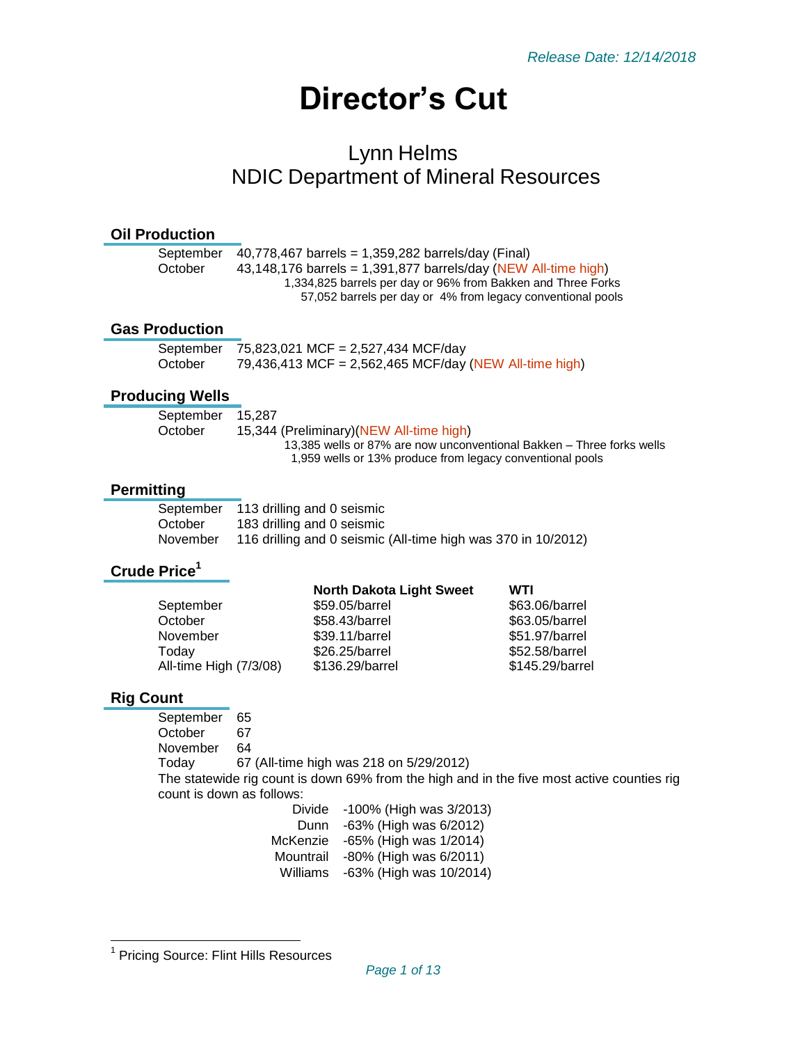*Release Date: 12/14/2018*

# Director's Cut

## Lynn Helms
## NDIC Department of Mineral Resources

### Oil Production

September 40,778,467 barrels = 1,359,282 barrels/day (Final)
October 43,148,176 barrels = 1,391,877 barrels/day (NEW All-time high)
1,334,825 barrels per day or 96% from Bakken and Three Forks
57,052 barrels per day or 4% from legacy conventional pools

### Gas Production

September 75,823,021 MCF = 2,527,434 MCF/day
October 79,436,413 MCF = 2,562,465 MCF/day (NEW All-time high)

### Producing Wells

September 15,287
October 15,344 (Preliminary)(NEW All-time high)
13,385 wells or 87% are now unconventional Bakken – Three forks wells
1,959 wells or 13% produce from legacy conventional pools

### Permitting

September 113 drilling and 0 seismic
October 183 drilling and 0 seismic
November 116 drilling and 0 seismic (All-time high was 370 in 10/2012)

### Crude Price[1]

| | North Dakota Light Sweet | WTI |
|---|---|---|
| September | $59.05/barrel | $63.06/barrel |
| October | $58.43/barrel | $63.05/barrel |
| November | $39.11/barrel | $51.97/barrel |
| Today | $26.25/barrel | $52.58/barrel |
| All-time High (7/3/08) | $136.29/barrel | $145.29/barrel |

### Rig Count

September 65
October 67
November 64
Today 67 (All-time high was 218 on 5/29/2012)

The statewide rig count is down 69% from the high and in the five most active counties rig count is down as follows:

| | |
|---|---|
| Divide | -100% (High was 3/2013) |
| Dunn | -63% (High was 6/2012) |
| McKenzie | -65% (High was 1/2014) |
| Mountrail | -80% (High was 6/2011) |
| Williams | -63% (High was 10/2014) |

[1] Pricing Source: Flint Hills Resources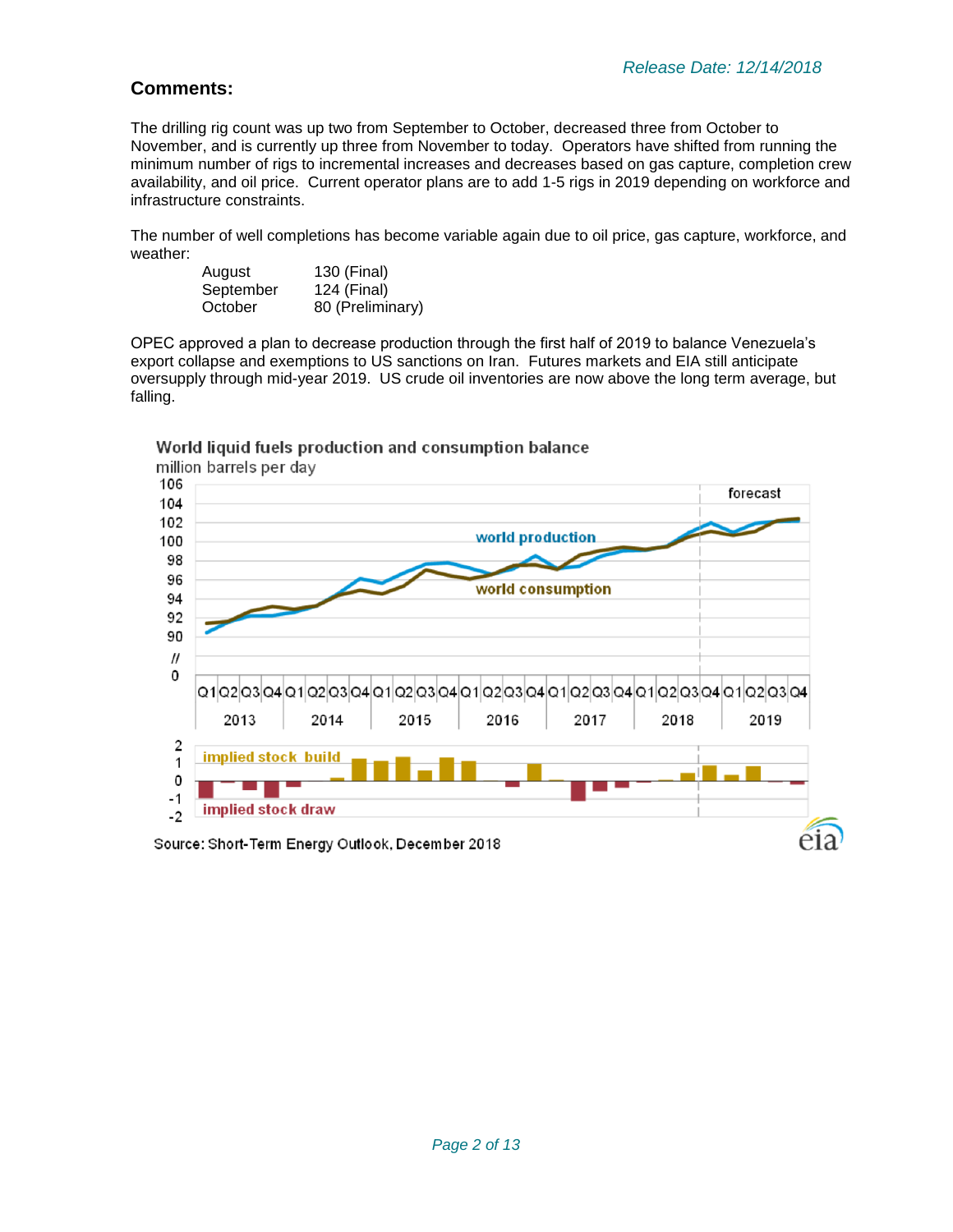*Release Date: 12/14/2018*

## Comments:

The drilling rig count was up two from September to October, decreased three from October to November, and is currently up three from November to today. Operators have shifted from running the minimum number of rigs to incremental increases and decreases based on gas capture, completion crew availability, and oil price. Current operator plans are to add 1-5 rigs in 2019 depending on workforce and infrastructure constraints.

The number of well completions has become variable again due to oil price, gas capture, workforce, and weather:

| | |
|---|---|
| August | 130 (Final) |
| September | 124 (Final) |
| October | 80 (Preliminary) |

OPEC approved a plan to decrease production through the first half of 2019 to balance Venezuela's export collapse and exemptions to US sanctions on Iran. Futures markets and EIA still anticipate oversupply through mid-year 2019. US crude oil inventories are now above the long term average, but falling.

World liquid fuels production and consumption balance
million barrels per day

Source: Short-Term Energy Outlook, December 2018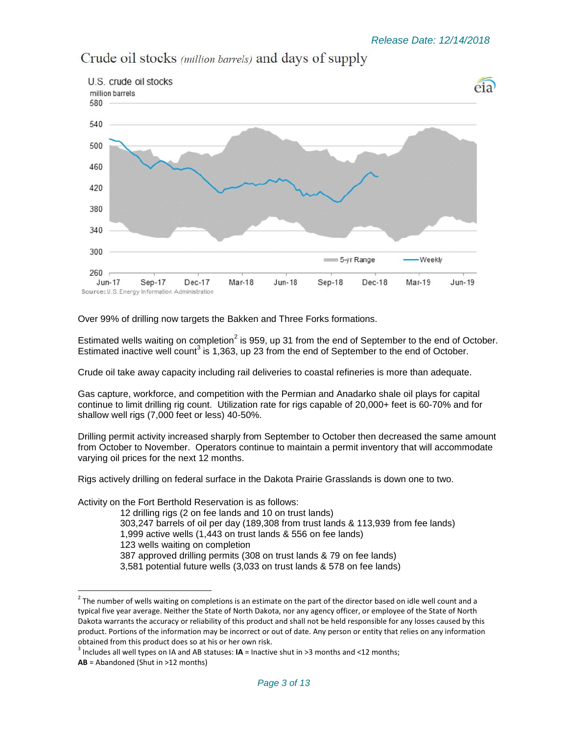## Crude oil stocks *(million barrels)* and days of supply

Over 99% of drilling now targets the Bakken and Three Forks formations.

Estimated wells waiting on completion[2] is 959, up 31 from the end of September to the end of October. Estimated inactive well count[3] is 1,363, up 23 from the end of September to the end of October.

Crude oil take away capacity including rail deliveries to coastal refineries is more than adequate.

Gas capture, workforce, and competition with the Permian and Anadarko shale oil plays for capital continue to limit drilling rig count. Utilization rate for rigs capable of 20,000+ feet is 60-70% and for shallow well rigs (7,000 feet or less) 40-50%.

Drilling permit activity increased sharply from September to October then decreased the same amount from October to November. Operators continue to maintain a permit inventory that will accommodate varying oil prices for the next 12 months.

Rigs actively drilling on federal surface in the Dakota Prairie Grasslands is down one to two.

Activity on the Fort Berthold Reservation is as follows:

- 12 drilling rigs (2 on fee lands and 10 on trust lands)
- 303,247 barrels of oil per day (189,308 from trust lands & 113,939 from fee lands)
- 1,999 active wells (1,443 on trust lands & 556 on fee lands)
- 123 wells waiting on completion
- 387 approved drilling permits (308 on trust lands & 79 on fee lands)
- 3,581 potential future wells (3,033 on trust lands & 578 on fee lands)

---

[2] The number of wells waiting on completions is an estimate on the part of the director based on idle well count and a typical five year average. Neither the State of North Dakota, nor any agency officer, or employee of the State of North Dakota warrants the accuracy or reliability of this product and shall not be held responsible for any losses caused by this product. Portions of the information may be incorrect or out of date. Any person or entity that relies on any information obtained from this product does so at his or her own risk.

[3] Includes all well types on IA and AB statuses: **IA** = Inactive shut in >3 months and <12 months; **AB** = Abandoned (Shut in >12 months)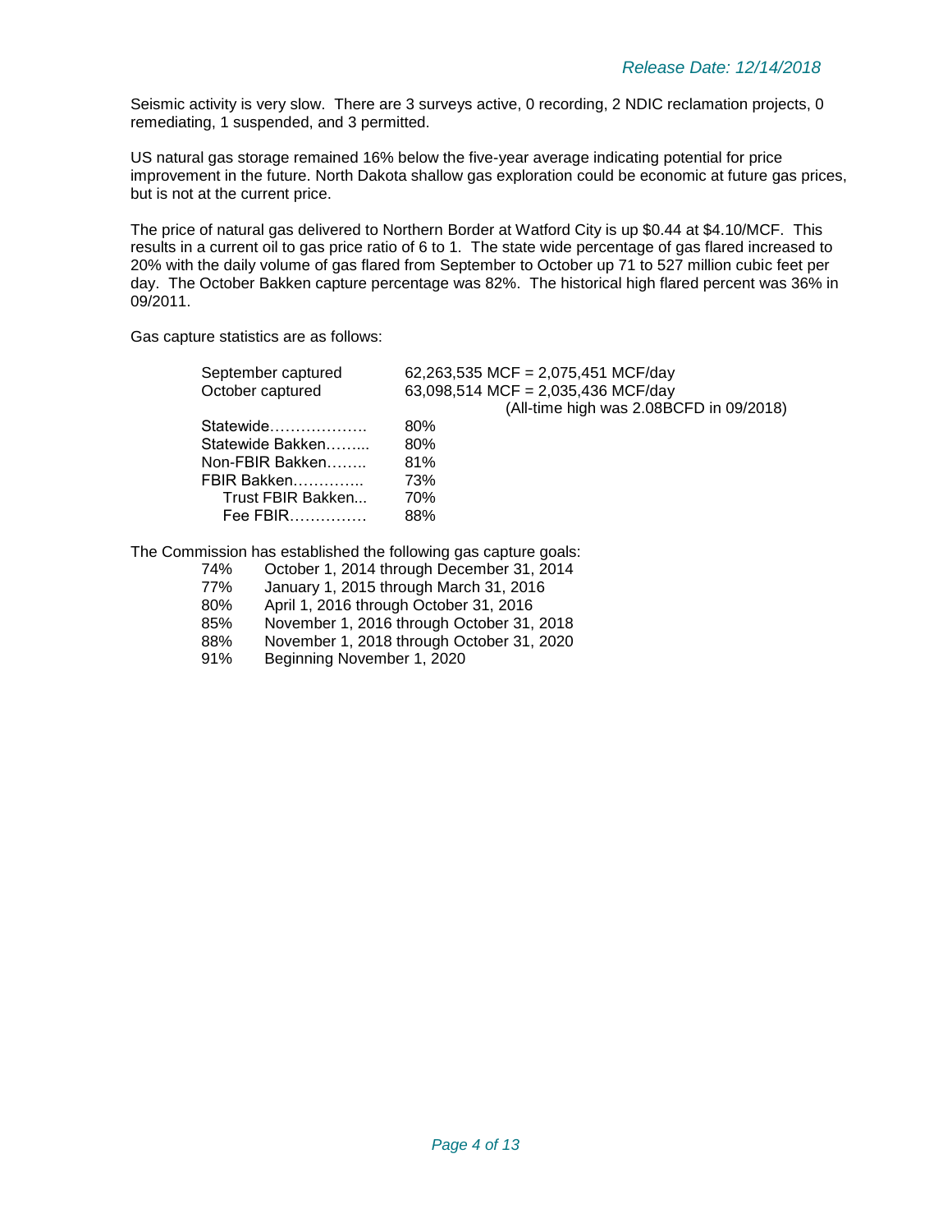Seismic activity is very slow. There are 3 surveys active, 0 recording, 2 NDIC reclamation projects, 0 remediating, 1 suspended, and 3 permitted.

US natural gas storage remained 16% below the five-year average indicating potential for price improvement in the future. North Dakota shallow gas exploration could be economic at future gas prices, but is not at the current price.

The price of natural gas delivered to Northern Border at Watford City is up $0.44 at $4.10/MCF. This results in a current oil to gas price ratio of 6 to 1. The state wide percentage of gas flared increased to 20% with the daily volume of gas flared from September to October up 71 to 527 million cubic feet per day. The October Bakken capture percentage was 82%. The historical high flared percent was 36% in 09/2011.

Gas capture statistics are as follows:

| | |
|---|---|
| September captured | 62,263,535 MCF = 2,075,451 MCF/day |
| October captured | 63,098,514 MCF = 2,035,436 MCF/day<br>(All-time high was 2.08BCFD in 09/2018) |
| Statewide………………. | 80% |
| Statewide Bakken……... | 80% |
| Non-FBIR Bakken…….. | 81% |
| FBIR Bakken………….. | 73% |
| Trust FBIR Bakken... | 70% |
| Fee FBIR…………… | 88% |

The Commission has established the following gas capture goals:

| | |
|---|---|
| 74% | October 1, 2014 through December 31, 2014 |
| 77% | January 1, 2015 through March 31, 2016 |
| 80% | April 1, 2016 through October 31, 2016 |
| 85% | November 1, 2016 through October 31, 2018 |
| 88% | November 1, 2018 through October 31, 2020 |
| 91% | Beginning November 1, 2020 |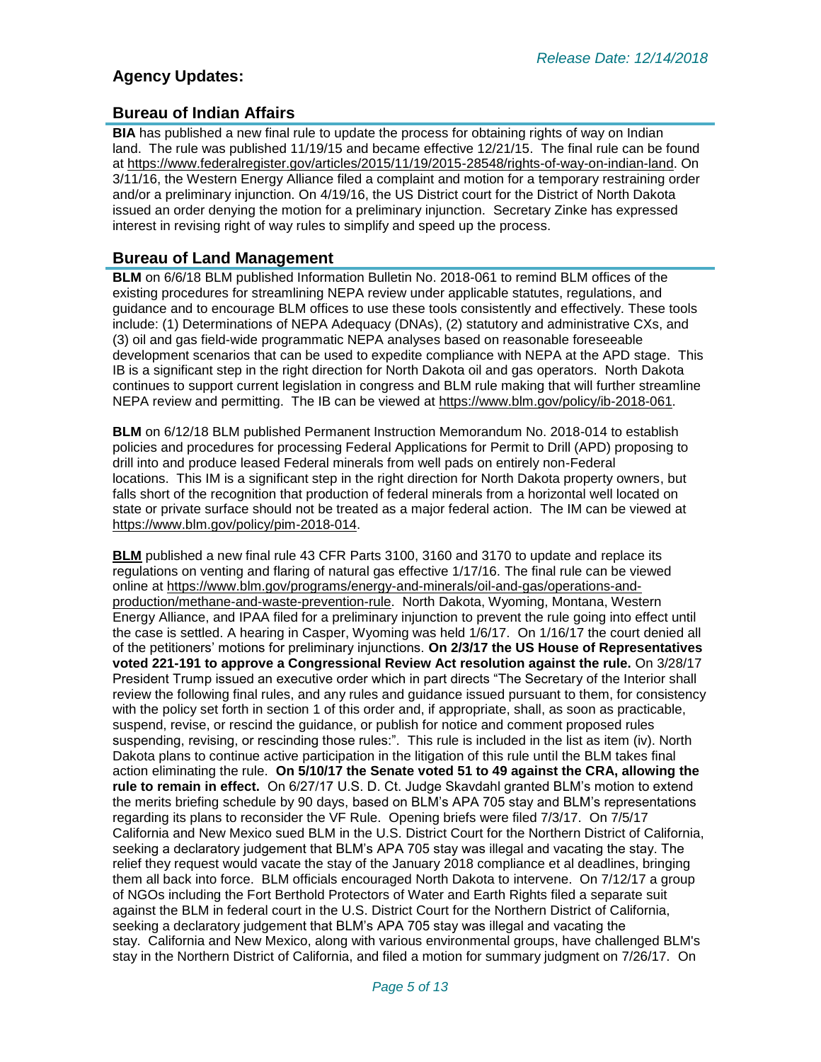*Release Date: 12/14/2018*

## Agency Updates:

## Bureau of Indian Affairs

**BIA** has published a new final rule to update the process for obtaining rights of way on Indian land. The rule was published 11/19/15 and became effective 12/21/15. The final rule can be found at https://www.federalregister.gov/articles/2015/11/19/2015-28548/rights-of-way-on-indian-land. On 3/11/16, the Western Energy Alliance filed a complaint and motion for a temporary restraining order and/or a preliminary injunction. On 4/19/16, the US District court for the District of North Dakota issued an order denying the motion for a preliminary injunction. Secretary Zinke has expressed interest in revising right of way rules to simplify and speed up the process.

## Bureau of Land Management

**BLM** on 6/6/18 BLM published Information Bulletin No. 2018-061 to remind BLM offices of the existing procedures for streamlining NEPA review under applicable statutes, regulations, and guidance and to encourage BLM offices to use these tools consistently and effectively. These tools include: (1) Determinations of NEPA Adequacy (DNAs), (2) statutory and administrative CXs, and (3) oil and gas field-wide programmatic NEPA analyses based on reasonable foreseeable development scenarios that can be used to expedite compliance with NEPA at the APD stage. This IB is a significant step in the right direction for North Dakota oil and gas operators. North Dakota continues to support current legislation in congress and BLM rule making that will further streamline NEPA review and permitting. The IB can be viewed at https://www.blm.gov/policy/ib-2018-061.

**BLM** on 6/12/18 BLM published Permanent Instruction Memorandum No. 2018-014 to establish policies and procedures for processing Federal Applications for Permit to Drill (APD) proposing to drill into and produce leased Federal minerals from well pads on entirely non-Federal locations. This IM is a significant step in the right direction for North Dakota property owners, but falls short of the recognition that production of federal minerals from a horizontal well located on state or private surface should not be treated as a major federal action. The IM can be viewed at https://www.blm.gov/policy/pim-2018-014.

**BLM** published a new final rule 43 CFR Parts 3100, 3160 and 3170 to update and replace its regulations on venting and flaring of natural gas effective 1/17/16. The final rule can be viewed online at https://www.blm.gov/programs/energy-and-minerals/oil-and-gas/operations-and-production/methane-and-waste-prevention-rule. North Dakota, Wyoming, Montana, Western Energy Alliance, and IPAA filed for a preliminary injunction to prevent the rule going into effect until the case is settled. A hearing in Casper, Wyoming was held 1/6/17. On 1/16/17 the court denied all of the petitioners' motions for preliminary injunctions. **On 2/3/17 the US House of Representatives voted 221-191 to approve a Congressional Review Act resolution against the rule.** On 3/28/17 President Trump issued an executive order which in part directs "The Secretary of the Interior shall review the following final rules, and any rules and guidance issued pursuant to them, for consistency with the policy set forth in section 1 of this order and, if appropriate, shall, as soon as practicable, suspend, revise, or rescind the guidance, or publish for notice and comment proposed rules suspending, revising, or rescinding those rules:". This rule is included in the list as item (iv). North Dakota plans to continue active participation in the litigation of this rule until the BLM takes final action eliminating the rule. **On 5/10/17 the Senate voted 51 to 49 against the CRA, allowing the rule to remain in effect.** On 6/27/17 U.S. D. Ct. Judge Skavdahl granted BLM's motion to extend the merits briefing schedule by 90 days, based on BLM's APA 705 stay and BLM's representations regarding its plans to reconsider the VF Rule. Opening briefs were filed 7/3/17. On 7/5/17 California and New Mexico sued BLM in the U.S. District Court for the Northern District of California, seeking a declaratory judgement that BLM's APA 705 stay was illegal and vacating the stay. The relief they request would vacate the stay of the January 2018 compliance et al deadlines, bringing them all back into force. BLM officials encouraged North Dakota to intervene. On 7/12/17 a group of NGOs including the Fort Berthold Protectors of Water and Earth Rights filed a separate suit against the BLM in federal court in the U.S. District Court for the Northern District of California, seeking a declaratory judgement that BLM's APA 705 stay was illegal and vacating the stay. California and New Mexico, along with various environmental groups, have challenged BLM's stay in the Northern District of California, and filed a motion for summary judgment on 7/26/17. On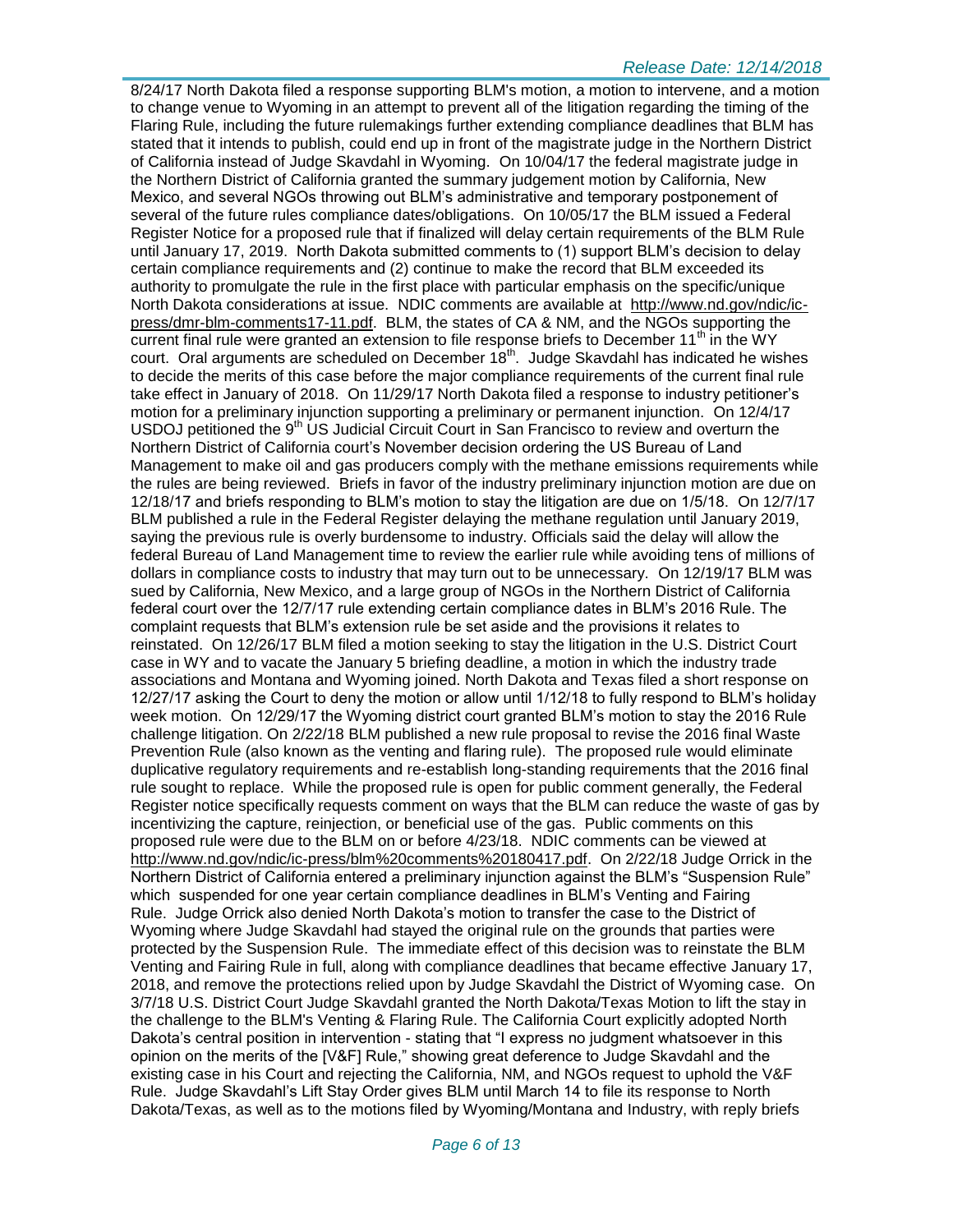8/24/17 North Dakota filed a response supporting BLM's motion, a motion to intervene, and a motion to change venue to Wyoming in an attempt to prevent all of the litigation regarding the timing of the Flaring Rule, including the future rulemakings further extending compliance deadlines that BLM has stated that it intends to publish, could end up in front of the magistrate judge in the Northern District of California instead of Judge Skavdahl in Wyoming. On 10/04/17 the federal magistrate judge in the Northern District of California granted the summary judgement motion by California, New Mexico, and several NGOs throwing out BLM's administrative and temporary postponement of several of the future rules compliance dates/obligations. On 10/05/17 the BLM issued a Federal Register Notice for a proposed rule that if finalized will delay certain requirements of the BLM Rule until January 17, 2019. North Dakota submitted comments to (1) support BLM's decision to delay certain compliance requirements and (2) continue to make the record that BLM exceeded its authority to promulgate the rule in the first place with particular emphasis on the specific/unique North Dakota considerations at issue. NDIC comments are available at http://www.nd.gov/ndic/ic-press/dmr-blm-comments17-11.pdf. BLM, the states of CA & NM, and the NGOs supporting the current final rule were granted an extension to file response briefs to December 11th in the WY court. Oral arguments are scheduled on December 18th. Judge Skavdahl has indicated he wishes to decide the merits of this case before the major compliance requirements of the current final rule take effect in January of 2018. On 11/29/17 North Dakota filed a response to industry petitioner's motion for a preliminary injunction supporting a preliminary or permanent injunction. On 12/4/17 USDOJ petitioned the 9th US Judicial Circuit Court in San Francisco to review and overturn the Northern District of California court's November decision ordering the US Bureau of Land Management to make oil and gas producers comply with the methane emissions requirements while the rules are being reviewed. Briefs in favor of the industry preliminary injunction motion are due on 12/18/17 and briefs responding to BLM's motion to stay the litigation are due on 1/5/18. On 12/7/17 BLM published a rule in the Federal Register delaying the methane regulation until January 2019, saying the previous rule is overly burdensome to industry. Officials said the delay will allow the federal Bureau of Land Management time to review the earlier rule while avoiding tens of millions of dollars in compliance costs to industry that may turn out to be unnecessary. On 12/19/17 BLM was sued by California, New Mexico, and a large group of NGOs in the Northern District of California federal court over the 12/7/17 rule extending certain compliance dates in BLM's 2016 Rule. The complaint requests that BLM's extension rule be set aside and the provisions it relates to reinstated. On 12/26/17 BLM filed a motion seeking to stay the litigation in the U.S. District Court case in WY and to vacate the January 5 briefing deadline, a motion in which the industry trade associations and Montana and Wyoming joined. North Dakota and Texas filed a short response on 12/27/17 asking the Court to deny the motion or allow until 1/12/18 to fully respond to BLM's holiday week motion. On 12/29/17 the Wyoming district court granted BLM's motion to stay the 2016 Rule challenge litigation. On 2/22/18 BLM published a new rule proposal to revise the 2016 final Waste Prevention Rule (also known as the venting and flaring rule). The proposed rule would eliminate duplicative regulatory requirements and re-establish long-standing requirements that the 2016 final rule sought to replace. While the proposed rule is open for public comment generally, the Federal Register notice specifically requests comment on ways that the BLM can reduce the waste of gas by incentivizing the capture, reinjection, or beneficial use of the gas. Public comments on this proposed rule were due to the BLM on or before 4/23/18. NDIC comments can be viewed at http://www.nd.gov/ndic/ic-press/blm%20comments%20180417.pdf. On 2/22/18 Judge Orrick in the Northern District of California entered a preliminary injunction against the BLM's "Suspension Rule" which suspended for one year certain compliance deadlines in BLM's Venting and Fairing Rule. Judge Orrick also denied North Dakota's motion to transfer the case to the District of Wyoming where Judge Skavdahl had stayed the original rule on the grounds that parties were protected by the Suspension Rule. The immediate effect of this decision was to reinstate the BLM Venting and Fairing Rule in full, along with compliance deadlines that became effective January 17, 2018, and remove the protections relied upon by Judge Skavdahl the District of Wyoming case. On 3/7/18 U.S. District Court Judge Skavdahl granted the North Dakota/Texas Motion to lift the stay in the challenge to the BLM's Venting & Flaring Rule. The California Court explicitly adopted North Dakota's central position in intervention - stating that "I express no judgment whatsoever in this opinion on the merits of the [V&F] Rule," showing great deference to Judge Skavdahl and the existing case in his Court and rejecting the California, NM, and NGOs request to uphold the V&F Rule. Judge Skavdahl's Lift Stay Order gives BLM until March 14 to file its response to North Dakota/Texas, as well as to the motions filed by Wyoming/Montana and Industry, with reply briefs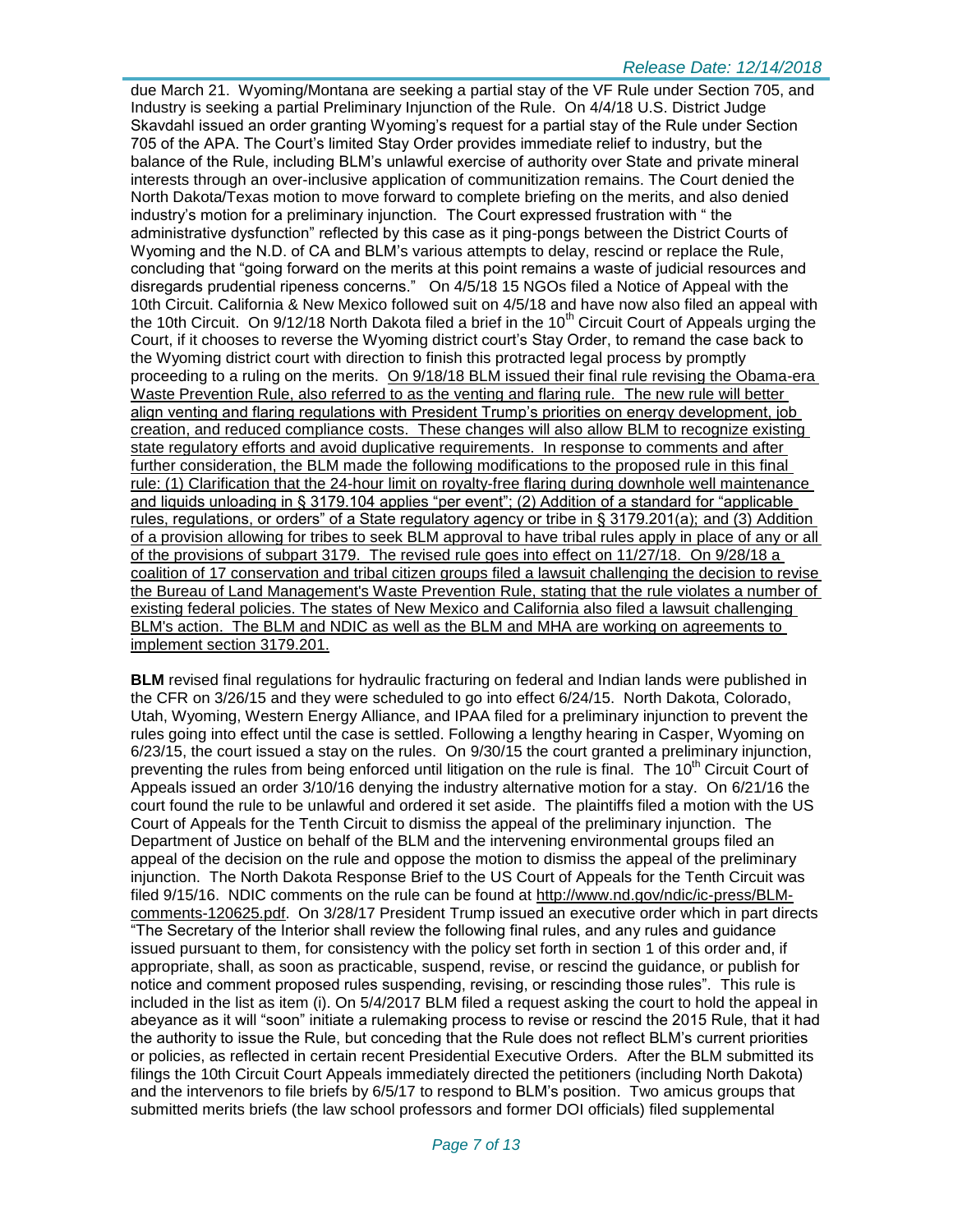due March 21. Wyoming/Montana are seeking a partial stay of the VF Rule under Section 705, and Industry is seeking a partial Preliminary Injunction of the Rule. On 4/4/18 U.S. District Judge Skavdahl issued an order granting Wyoming's request for a partial stay of the Rule under Section 705 of the APA. The Court's limited Stay Order provides immediate relief to industry, but the balance of the Rule, including BLM's unlawful exercise of authority over State and private mineral interests through an over-inclusive application of communitization remains. The Court denied the North Dakota/Texas motion to move forward to complete briefing on the merits, and also denied industry's motion for a preliminary injunction. The Court expressed frustration with " the administrative dysfunction" reflected by this case as it ping-pongs between the District Courts of Wyoming and the N.D. of CA and BLM's various attempts to delay, rescind or replace the Rule, concluding that "going forward on the merits at this point remains a waste of judicial resources and disregards prudential ripeness concerns." On 4/5/18 15 NGOs filed a Notice of Appeal with the 10th Circuit. California & New Mexico followed suit on 4/5/18 and have now also filed an appeal with the 10th Circuit. On 9/12/18 North Dakota filed a brief in the 10th Circuit Court of Appeals urging the Court, if it chooses to reverse the Wyoming district court's Stay Order, to remand the case back to the Wyoming district court with direction to finish this protracted legal process by promptly proceeding to a ruling on the merits. <u>On 9/18/18 BLM issued their final rule revising the Obama-era Waste Prevention Rule, also referred to as the venting and flaring rule. The new rule will better align venting and flaring regulations with President Trump's priorities on energy development, job creation, and reduced compliance costs. These changes will also allow BLM to recognize existing state regulatory efforts and avoid duplicative requirements. In response to comments and after further consideration, the BLM made the following modifications to the proposed rule in this final rule: (1) Clarification that the 24-hour limit on royalty-free flaring during downhole well maintenance and liquids unloading in § 3179.104 applies "per event"; (2) Addition of a standard for "applicable rules, regulations, or orders" of a State regulatory agency or tribe in § 3179.201(a); and (3) Addition of a provision allowing for tribes to seek BLM approval to have tribal rules apply in place of any or all of the provisions of subpart 3179. The revised rule goes into effect on 11/27/18. On 9/28/18 a coalition of 17 conservation and tribal citizen groups filed a lawsuit challenging the decision to revise the Bureau of Land Management's Waste Prevention Rule, stating that the rule violates a number of existing federal policies. The states of New Mexico and California also filed a lawsuit challenging BLM's action. The BLM and NDIC as well as the BLM and MHA are working on agreements to implement section 3179.201.</u>

**BLM** revised final regulations for hydraulic fracturing on federal and Indian lands were published in the CFR on 3/26/15 and they were scheduled to go into effect 6/24/15. North Dakota, Colorado, Utah, Wyoming, Western Energy Alliance, and IPAA filed for a preliminary injunction to prevent the rules going into effect until the case is settled. Following a lengthy hearing in Casper, Wyoming on 6/23/15, the court issued a stay on the rules. On 9/30/15 the court granted a preliminary injunction, preventing the rules from being enforced until litigation on the rule is final. The 10th Circuit Court of Appeals issued an order 3/10/16 denying the industry alternative motion for a stay. On 6/21/16 the court found the rule to be unlawful and ordered it set aside. The plaintiffs filed a motion with the US Court of Appeals for the Tenth Circuit to dismiss the appeal of the preliminary injunction. The Department of Justice on behalf of the BLM and the intervening environmental groups filed an appeal of the decision on the rule and oppose the motion to dismiss the appeal of the preliminary injunction. The North Dakota Response Brief to the US Court of Appeals for the Tenth Circuit was filed 9/15/16. NDIC comments on the rule can be found at http://www.nd.gov/ndic/ic-press/BLM-comments-120625.pdf. On 3/28/17 President Trump issued an executive order which in part directs "The Secretary of the Interior shall review the following final rules, and any rules and guidance issued pursuant to them, for consistency with the policy set forth in section 1 of this order and, if appropriate, shall, as soon as practicable, suspend, revise, or rescind the guidance, or publish for notice and comment proposed rules suspending, revising, or rescinding those rules". This rule is included in the list as item (i). On 5/4/2017 BLM filed a request asking the court to hold the appeal in abeyance as it will "soon" initiate a rulemaking process to revise or rescind the 2015 Rule, that it had the authority to issue the Rule, but conceding that the Rule does not reflect BLM's current priorities or policies, as reflected in certain recent Presidential Executive Orders. After the BLM submitted its filings the 10th Circuit Court Appeals immediately directed the petitioners (including North Dakota) and the intervenors to file briefs by 6/5/17 to respond to BLM's position. Two amicus groups that submitted merits briefs (the law school professors and former DOI officials) filed supplemental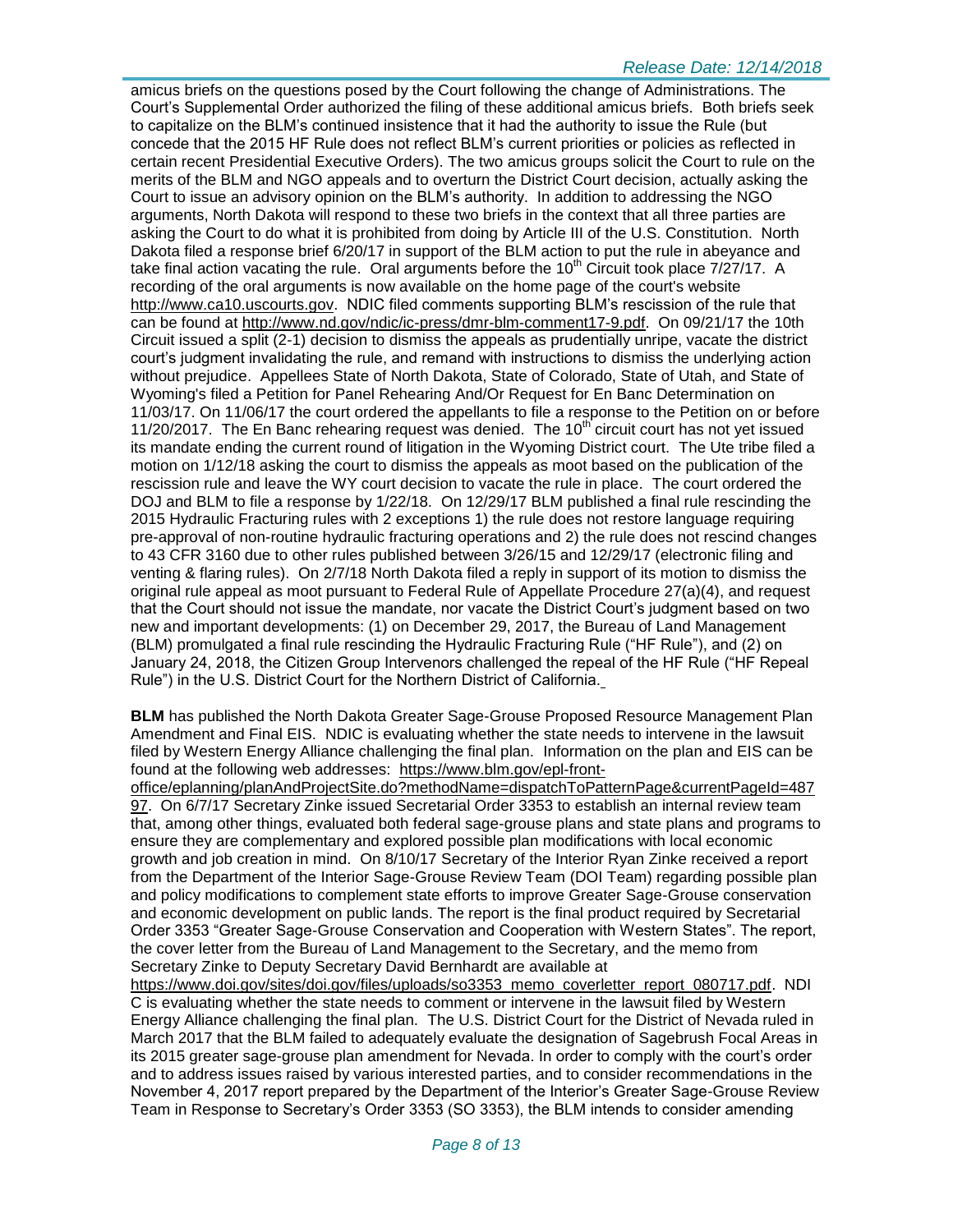amicus briefs on the questions posed by the Court following the change of Administrations. The Court's Supplemental Order authorized the filing of these additional amicus briefs. Both briefs seek to capitalize on the BLM's continued insistence that it had the authority to issue the Rule (but concede that the 2015 HF Rule does not reflect BLM's current priorities or policies as reflected in certain recent Presidential Executive Orders). The two amicus groups solicit the Court to rule on the merits of the BLM and NGO appeals and to overturn the District Court decision, actually asking the Court to issue an advisory opinion on the BLM's authority. In addition to addressing the NGO arguments, North Dakota will respond to these two briefs in the context that all three parties are asking the Court to do what it is prohibited from doing by Article III of the U.S. Constitution. North Dakota filed a response brief 6/20/17 in support of the BLM action to put the rule in abeyance and take final action vacating the rule. Oral arguments before the 10th Circuit took place 7/27/17. A recording of the oral arguments is now available on the home page of the court's website http://www.ca10.uscourts.gov. NDIC filed comments supporting BLM's rescission of the rule that can be found at http://www.nd.gov/ndic/ic-press/dmr-blm-comment17-9.pdf. On 09/21/17 the 10th Circuit issued a split (2-1) decision to dismiss the appeals as prudentially unripe, vacate the district court's judgment invalidating the rule, and remand with instructions to dismiss the underlying action without prejudice. Appellees State of North Dakota, State of Colorado, State of Utah, and State of Wyoming's filed a Petition for Panel Rehearing And/Or Request for En Banc Determination on 11/03/17. On 11/06/17 the court ordered the appellants to file a response to the Petition on or before 11/20/2017. The En Banc rehearing request was denied. The 10th circuit court has not yet issued its mandate ending the current round of litigation in the Wyoming District court. The Ute tribe filed a motion on 1/12/18 asking the court to dismiss the appeals as moot based on the publication of the rescission rule and leave the WY court decision to vacate the rule in place. The court ordered the DOJ and BLM to file a response by 1/22/18. On 12/29/17 BLM published a final rule rescinding the 2015 Hydraulic Fracturing rules with 2 exceptions 1) the rule does not restore language requiring pre-approval of non-routine hydraulic fracturing operations and 2) the rule does not rescind changes to 43 CFR 3160 due to other rules published between 3/26/15 and 12/29/17 (electronic filing and venting & flaring rules). On 2/7/18 North Dakota filed a reply in support of its motion to dismiss the original rule appeal as moot pursuant to Federal Rule of Appellate Procedure 27(a)(4), and request that the Court should not issue the mandate, nor vacate the District Court's judgment based on two new and important developments: (1) on December 29, 2017, the Bureau of Land Management (BLM) promulgated a final rule rescinding the Hydraulic Fracturing Rule ("HF Rule"), and (2) on January 24, 2018, the Citizen Group Intervenors challenged the repeal of the HF Rule ("HF Repeal Rule") in the U.S. District Court for the Northern District of California.

**BLM** has published the North Dakota Greater Sage-Grouse Proposed Resource Management Plan Amendment and Final EIS. NDIC is evaluating whether the state needs to intervene in the lawsuit filed by Western Energy Alliance challenging the final plan. Information on the plan and EIS can be found at the following web addresses: https://www.blm.gov/epl-front-office/eplanning/planAndProjectSite.do?methodName=dispatchToPatternPage&currentPageId=48797. On 6/7/17 Secretary Zinke issued Secretarial Order 3353 to establish an internal review team that, among other things, evaluated both federal sage-grouse plans and state plans and programs to ensure they are complementary and explored possible plan modifications with local economic growth and job creation in mind. On 8/10/17 Secretary of the Interior Ryan Zinke received a report from the Department of the Interior Sage-Grouse Review Team (DOI Team) regarding possible plan and policy modifications to complement state efforts to improve Greater Sage-Grouse conservation and economic development on public lands. The report is the final product required by Secretarial Order 3353 "Greater Sage-Grouse Conservation and Cooperation with Western States". The report, the cover letter from the Bureau of Land Management to the Secretary, and the memo from Secretary Zinke to Deputy Secretary David Bernhardt are available at https://www.doi.gov/sites/doi.gov/files/uploads/so3353_memo_coverletter_report_080717.pdf. NDIC is evaluating whether the state needs to comment or intervene in the lawsuit filed by Western Energy Alliance challenging the final plan. The U.S. District Court for the District of Nevada ruled in March 2017 that the BLM failed to adequately evaluate the designation of Sagebrush Focal Areas in its 2015 greater sage-grouse plan amendment for Nevada. In order to comply with the court's order and to address issues raised by various interested parties, and to consider recommendations in the November 4, 2017 report prepared by the Department of the Interior's Greater Sage-Grouse Review Team in Response to Secretary's Order 3353 (SO 3353), the BLM intends to consider amending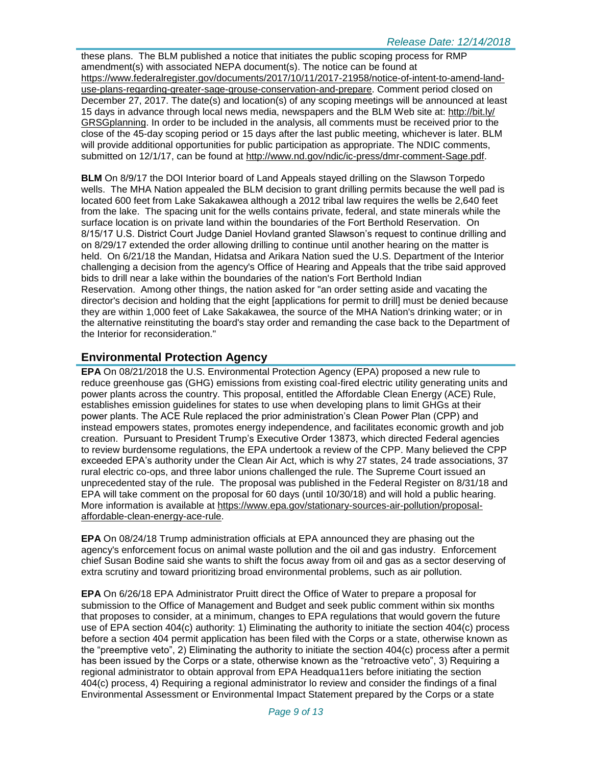these plans. The BLM published a notice that initiates the public scoping process for RMP amendment(s) with associated NEPA document(s). The notice can be found at https://www.federalregister.gov/documents/2017/10/11/2017-21958/notice-of-intent-to-amend-land-use-plans-regarding-greater-sage-grouse-conservation-and-prepare. Comment period closed on December 27, 2017. The date(s) and location(s) of any scoping meetings will be announced at least 15 days in advance through local news media, newspapers and the BLM Web site at: http://bit.ly/GRSGplanning. In order to be included in the analysis, all comments must be received prior to the close of the 45-day scoping period or 15 days after the last public meeting, whichever is later. BLM will provide additional opportunities for public participation as appropriate. The NDIC comments, submitted on 12/1/17, can be found at http://www.nd.gov/ndic/ic-press/dmr-comment-Sage.pdf.

**BLM** On 8/9/17 the DOI Interior board of Land Appeals stayed drilling on the Slawson Torpedo wells. The MHA Nation appealed the BLM decision to grant drilling permits because the well pad is located 600 feet from Lake Sakakawea although a 2012 tribal law requires the wells be 2,640 feet from the lake. The spacing unit for the wells contains private, federal, and state minerals while the surface location is on private land within the boundaries of the Fort Berthold Reservation. On 8/15/17 U.S. District Court Judge Daniel Hovland granted Slawson's request to continue drilling and on 8/29/17 extended the order allowing drilling to continue until another hearing on the matter is held. On 6/21/18 the Mandan, Hidatsa and Arikara Nation sued the U.S. Department of the Interior challenging a decision from the agency's Office of Hearing and Appeals that the tribe said approved bids to drill near a lake within the boundaries of the nation's Fort Berthold Indian Reservation. Among other things, the nation asked for "an order setting aside and vacating the director's decision and holding that the eight [applications for permit to drill] must be denied because they are within 1,000 feet of Lake Sakakawea, the source of the MHA Nation's drinking water; or in the alternative reinstituting the board's stay order and remanding the case back to the Department of the Interior for reconsideration."

## Environmental Protection Agency

**EPA** On 08/21/2018 the U.S. Environmental Protection Agency (EPA) proposed a new rule to reduce greenhouse gas (GHG) emissions from existing coal-fired electric utility generating units and power plants across the country. This proposal, entitled the Affordable Clean Energy (ACE) Rule, establishes emission guidelines for states to use when developing plans to limit GHGs at their power plants. The ACE Rule replaced the prior administration's Clean Power Plan (CPP) and instead empowers states, promotes energy independence, and facilitates economic growth and job creation. Pursuant to President Trump's Executive Order 13873, which directed Federal agencies to review burdensome regulations, the EPA undertook a review of the CPP. Many believed the CPP exceeded EPA's authority under the Clean Air Act, which is why 27 states, 24 trade associations, 37 rural electric co-ops, and three labor unions challenged the rule. The Supreme Court issued an unprecedented stay of the rule. The proposal was published in the Federal Register on 8/31/18 and EPA will take comment on the proposal for 60 days (until 10/30/18) and will hold a public hearing. More information is available at https://www.epa.gov/stationary-sources-air-pollution/proposal-affordable-clean-energy-ace-rule.

**EPA** On 08/24/18 Trump administration officials at EPA announced they are phasing out the agency's enforcement focus on animal waste pollution and the oil and gas industry. Enforcement chief Susan Bodine said she wants to shift the focus away from oil and gas as a sector deserving of extra scrutiny and toward prioritizing broad environmental problems, such as air pollution.

**EPA** On 6/26/18 EPA Administrator Pruitt direct the Office of Water to prepare a proposal for submission to the Office of Management and Budget and seek public comment within six months that proposes to consider, at a minimum, changes to EPA regulations that would govern the future use of EPA section 404(c) authority: 1) Eliminating the authority to initiate the section 404(c) process before a section 404 permit application has been filed with the Corps or a state, otherwise known as the "preemptive veto", 2) Eliminating the authority to initiate the section 404(c) process after a permit has been issued by the Corps or a state, otherwise known as the "retroactive veto", 3) Requiring a regional administrator to obtain approval from EPA Headqua11ers before initiating the section 404(c) process, 4) Requiring a regional administrator lo review and consider the findings of a final Environmental Assessment or Environmental Impact Statement prepared by the Corps or a state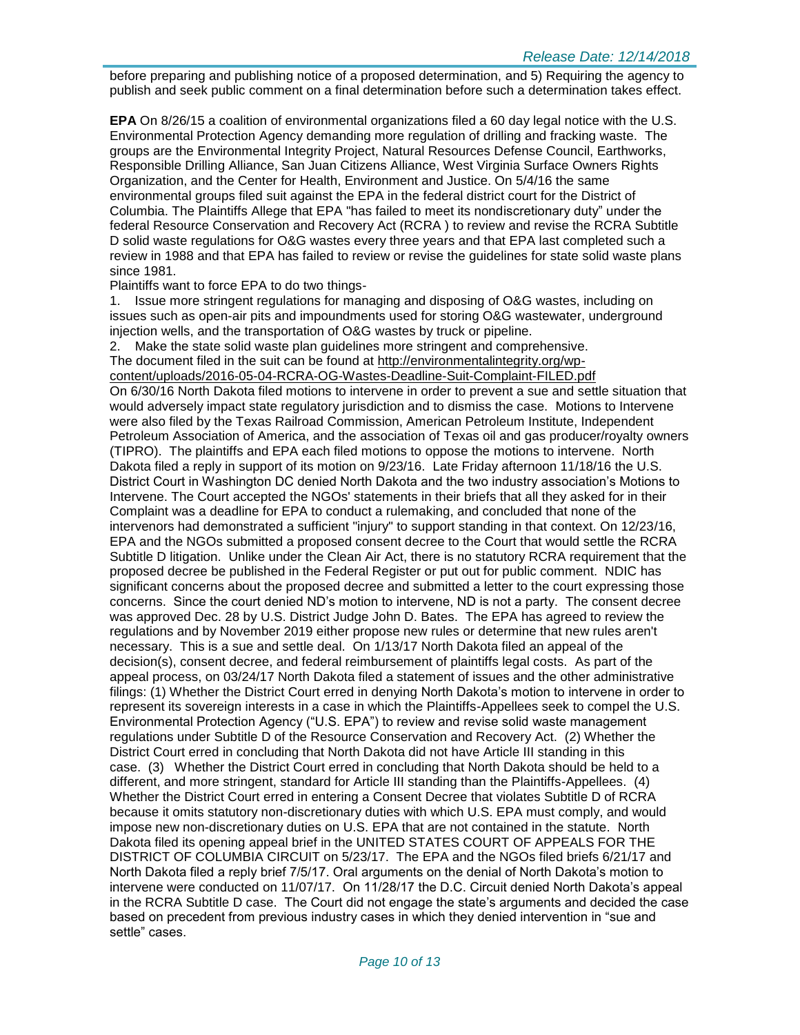before preparing and publishing notice of a proposed determination, and 5) Requiring the agency to publish and seek public comment on a final determination before such a determination takes effect.

**EPA** On 8/26/15 a coalition of environmental organizations filed a 60 day legal notice with the U.S. Environmental Protection Agency demanding more regulation of drilling and fracking waste. The groups are the Environmental Integrity Project, Natural Resources Defense Council, Earthworks, Responsible Drilling Alliance, San Juan Citizens Alliance, West Virginia Surface Owners Rights Organization, and the Center for Health, Environment and Justice. On 5/4/16 the same environmental groups filed suit against the EPA in the federal district court for the District of Columbia. The Plaintiffs Allege that EPA "has failed to meet its nondiscretionary duty" under the federal Resource Conservation and Recovery Act (RCRA ) to review and revise the RCRA Subtitle D solid waste regulations for O&G wastes every three years and that EPA last completed such a review in 1988 and that EPA has failed to review or revise the guidelines for state solid waste plans since 1981.

Plaintiffs want to force EPA to do two things-

1. Issue more stringent regulations for managing and disposing of O&G wastes, including on issues such as open-air pits and impoundments used for storing O&G wastewater, underground injection wells, and the transportation of O&G wastes by truck or pipeline.
2. Make the state solid waste plan guidelines more stringent and comprehensive.

The document filed in the suit can be found at http://environmentalintegrity.org/wp-content/uploads/2016-05-04-RCRA-OG-Wastes-Deadline-Suit-Complaint-FILED.pdf

On 6/30/16 North Dakota filed motions to intervene in order to prevent a sue and settle situation that would adversely impact state regulatory jurisdiction and to dismiss the case. Motions to Intervene were also filed by the Texas Railroad Commission, American Petroleum Institute, Independent Petroleum Association of America, and the association of Texas oil and gas producer/royalty owners (TIPRO). The plaintiffs and EPA each filed motions to oppose the motions to intervene. North Dakota filed a reply in support of its motion on 9/23/16. Late Friday afternoon 11/18/16 the U.S. District Court in Washington DC denied North Dakota and the two industry association's Motions to Intervene. The Court accepted the NGOs' statements in their briefs that all they asked for in their Complaint was a deadline for EPA to conduct a rulemaking, and concluded that none of the intervenors had demonstrated a sufficient "injury" to support standing in that context. On 12/23/16, EPA and the NGOs submitted a proposed consent decree to the Court that would settle the RCRA Subtitle D litigation. Unlike under the Clean Air Act, there is no statutory RCRA requirement that the proposed decree be published in the Federal Register or put out for public comment. NDIC has significant concerns about the proposed decree and submitted a letter to the court expressing those concerns. Since the court denied ND's motion to intervene, ND is not a party. The consent decree was approved Dec. 28 by U.S. District Judge John D. Bates. The EPA has agreed to review the regulations and by November 2019 either propose new rules or determine that new rules aren't necessary. This is a sue and settle deal. On 1/13/17 North Dakota filed an appeal of the decision(s), consent decree, and federal reimbursement of plaintiffs legal costs. As part of the appeal process, on 03/24/17 North Dakota filed a statement of issues and the other administrative filings: (1) Whether the District Court erred in denying North Dakota's motion to intervene in order to represent its sovereign interests in a case in which the Plaintiffs-Appellees seek to compel the U.S. Environmental Protection Agency ("U.S. EPA") to review and revise solid waste management regulations under Subtitle D of the Resource Conservation and Recovery Act. (2) Whether the District Court erred in concluding that North Dakota did not have Article III standing in this case. (3) Whether the District Court erred in concluding that North Dakota should be held to a different, and more stringent, standard for Article III standing than the Plaintiffs-Appellees. (4) Whether the District Court erred in entering a Consent Decree that violates Subtitle D of RCRA because it omits statutory non-discretionary duties with which U.S. EPA must comply, and would impose new non-discretionary duties on U.S. EPA that are not contained in the statute. North Dakota filed its opening appeal brief in the UNITED STATES COURT OF APPEALS FOR THE DISTRICT OF COLUMBIA CIRCUIT on 5/23/17. The EPA and the NGOs filed briefs 6/21/17 and North Dakota filed a reply brief 7/5/17. Oral arguments on the denial of North Dakota's motion to intervene were conducted on 11/07/17. On 11/28/17 the D.C. Circuit denied North Dakota's appeal in the RCRA Subtitle D case. The Court did not engage the state's arguments and decided the case based on precedent from previous industry cases in which they denied intervention in "sue and settle" cases.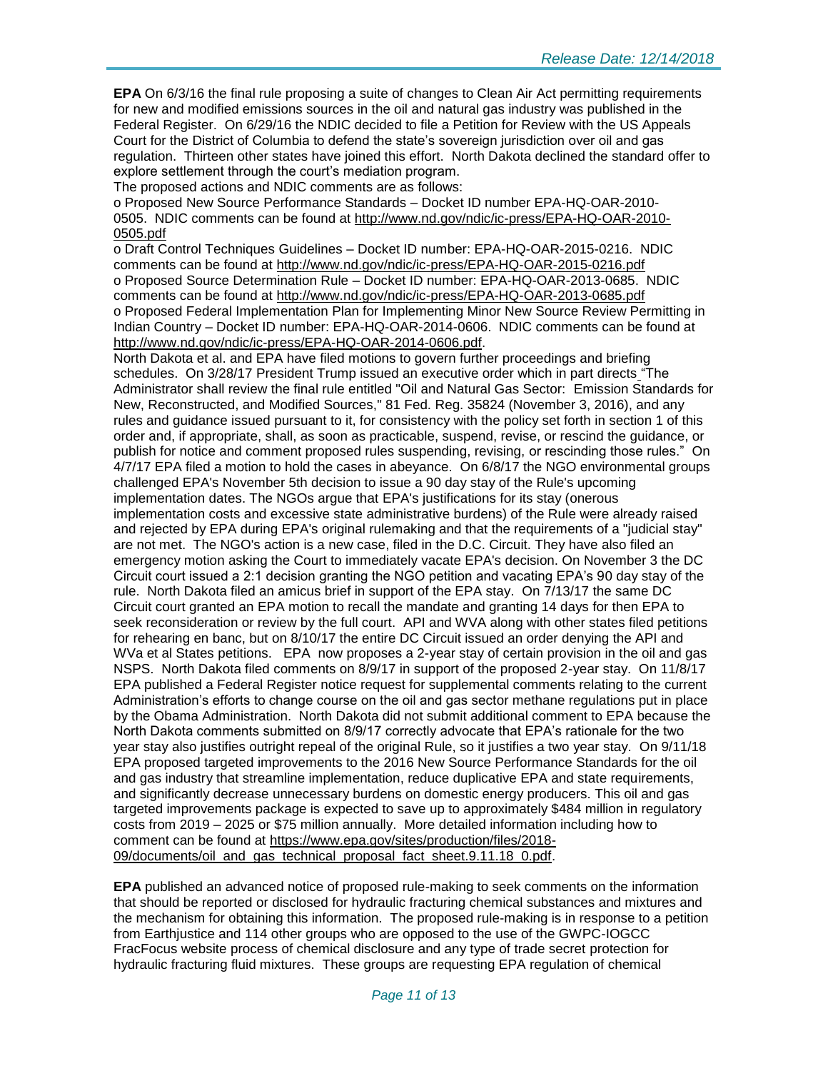**EPA** On 6/3/16 the final rule proposing a suite of changes to Clean Air Act permitting requirements for new and modified emissions sources in the oil and natural gas industry was published in the Federal Register. On 6/29/16 the NDIC decided to file a Petition for Review with the US Appeals Court for the District of Columbia to defend the state's sovereign jurisdiction over oil and gas regulation. Thirteen other states have joined this effort. North Dakota declined the standard offer to explore settlement through the court's mediation program.

The proposed actions and NDIC comments are as follows:

o Proposed New Source Performance Standards – Docket ID number EPA-HQ-OAR-2010-0505. NDIC comments can be found at http://www.nd.gov/ndic/ic-press/EPA-HQ-OAR-2010-0505.pdf

o Draft Control Techniques Guidelines – Docket ID number: EPA-HQ-OAR-2015-0216. NDIC comments can be found at http://www.nd.gov/ndic/ic-press/EPA-HQ-OAR-2015-0216.pdf

o Proposed Source Determination Rule – Docket ID number: EPA-HQ-OAR-2013-0685. NDIC comments can be found at http://www.nd.gov/ndic/ic-press/EPA-HQ-OAR-2013-0685.pdf

o Proposed Federal Implementation Plan for Implementing Minor New Source Review Permitting in Indian Country – Docket ID number: EPA-HQ-OAR-2014-0606. NDIC comments can be found at http://www.nd.gov/ndic/ic-press/EPA-HQ-OAR-2014-0606.pdf.

North Dakota et al. and EPA have filed motions to govern further proceedings and briefing schedules. On 3/28/17 President Trump issued an executive order which in part directs "The Administrator shall review the final rule entitled "Oil and Natural Gas Sector: Emission Standards for New, Reconstructed, and Modified Sources," 81 Fed. Reg. 35824 (November 3, 2016), and any rules and guidance issued pursuant to it, for consistency with the policy set forth in section 1 of this order and, if appropriate, shall, as soon as practicable, suspend, revise, or rescind the guidance, or publish for notice and comment proposed rules suspending, revising, or rescinding those rules." On 4/7/17 EPA filed a motion to hold the cases in abeyance. On 6/8/17 the NGO environmental groups challenged EPA's November 5th decision to issue a 90 day stay of the Rule's upcoming implementation dates. The NGOs argue that EPA's justifications for its stay (onerous implementation costs and excessive state administrative burdens) of the Rule were already raised and rejected by EPA during EPA's original rulemaking and that the requirements of a "judicial stay" are not met. The NGO's action is a new case, filed in the D.C. Circuit. They have also filed an emergency motion asking the Court to immediately vacate EPA's decision. On November 3 the DC Circuit court issued a 2:1 decision granting the NGO petition and vacating EPA's 90 day stay of the rule. North Dakota filed an amicus brief in support of the EPA stay. On 7/13/17 the same DC Circuit court granted an EPA motion to recall the mandate and granting 14 days for then EPA to seek reconsideration or review by the full court. API and WVA along with other states filed petitions for rehearing en banc, but on 8/10/17 the entire DC Circuit issued an order denying the API and WVa et al States petitions. EPA now proposes a 2-year stay of certain provision in the oil and gas NSPS. North Dakota filed comments on 8/9/17 in support of the proposed 2-year stay. On 11/8/17 EPA published a Federal Register notice request for supplemental comments relating to the current Administration's efforts to change course on the oil and gas sector methane regulations put in place by the Obama Administration. North Dakota did not submit additional comment to EPA because the North Dakota comments submitted on 8/9/17 correctly advocate that EPA's rationale for the two year stay also justifies outright repeal of the original Rule, so it justifies a two year stay. On 9/11/18 EPA proposed targeted improvements to the 2016 New Source Performance Standards for the oil and gas industry that streamline implementation, reduce duplicative EPA and state requirements, and significantly decrease unnecessary burdens on domestic energy producers. This oil and gas targeted improvements package is expected to save up to approximately $484 million in regulatory costs from 2019 – 2025 or $75 million annually. More detailed information including how to comment can be found at https://www.epa.gov/sites/production/files/2018-09/documents/oil_and_gas_technical_proposal_fact_sheet.9.11.18_0.pdf.

**EPA** published an advanced notice of proposed rule-making to seek comments on the information that should be reported or disclosed for hydraulic fracturing chemical substances and mixtures and the mechanism for obtaining this information. The proposed rule-making is in response to a petition from Earthjustice and 114 other groups who are opposed to the use of the GWPC-IOGCC FracFocus website process of chemical disclosure and any type of trade secret protection for hydraulic fracturing fluid mixtures. These groups are requesting EPA regulation of chemical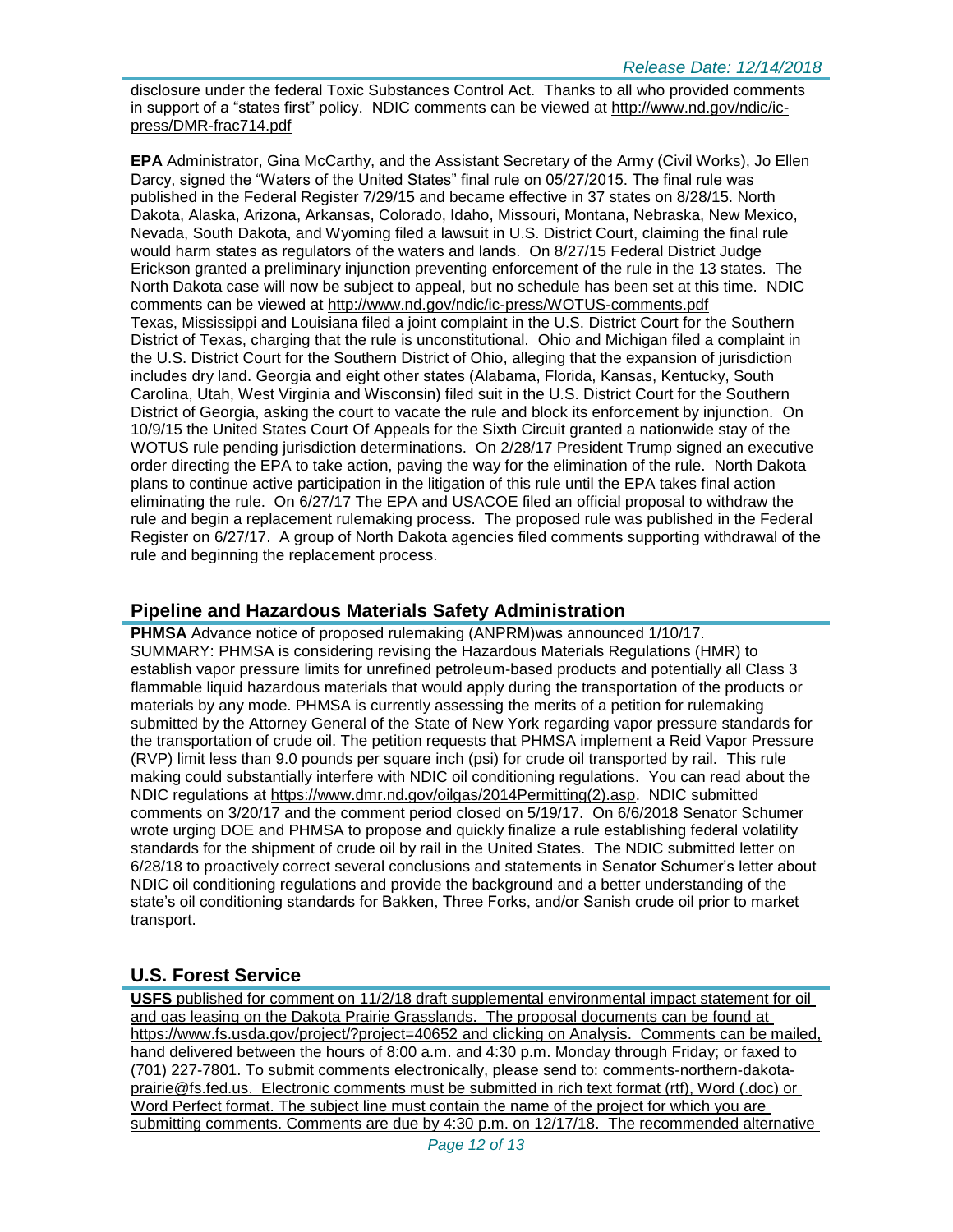disclosure under the federal Toxic Substances Control Act. Thanks to all who provided comments in support of a "states first" policy. NDIC comments can be viewed at http://www.nd.gov/ndic/ic-press/DMR-frac714.pdf

**EPA** Administrator, Gina McCarthy, and the Assistant Secretary of the Army (Civil Works), Jo Ellen Darcy, signed the "Waters of the United States" final rule on 05/27/2015. The final rule was published in the Federal Register 7/29/15 and became effective in 37 states on 8/28/15. North Dakota, Alaska, Arizona, Arkansas, Colorado, Idaho, Missouri, Montana, Nebraska, New Mexico, Nevada, South Dakota, and Wyoming filed a lawsuit in U.S. District Court, claiming the final rule would harm states as regulators of the waters and lands. On 8/27/15 Federal District Judge Erickson granted a preliminary injunction preventing enforcement of the rule in the 13 states. The North Dakota case will now be subject to appeal, but no schedule has been set at this time. NDIC comments can be viewed at http://www.nd.gov/ndic/ic-press/WOTUS-comments.pdf
Texas, Mississippi and Louisiana filed a joint complaint in the U.S. District Court for the Southern District of Texas, charging that the rule is unconstitutional. Ohio and Michigan filed a complaint in the U.S. District Court for the Southern District of Ohio, alleging that the expansion of jurisdiction includes dry land. Georgia and eight other states (Alabama, Florida, Kansas, Kentucky, South Carolina, Utah, West Virginia and Wisconsin) filed suit in the U.S. District Court for the Southern District of Georgia, asking the court to vacate the rule and block its enforcement by injunction. On 10/9/15 the United States Court Of Appeals for the Sixth Circuit granted a nationwide stay of the WOTUS rule pending jurisdiction determinations. On 2/28/17 President Trump signed an executive order directing the EPA to take action, paving the way for the elimination of the rule. North Dakota plans to continue active participation in the litigation of this rule until the EPA takes final action eliminating the rule. On 6/27/17 The EPA and USACOE filed an official proposal to withdraw the rule and begin a replacement rulemaking process. The proposed rule was published in the Federal Register on 6/27/17. A group of North Dakota agencies filed comments supporting withdrawal of the rule and beginning the replacement process.

## Pipeline and Hazardous Materials Safety Administration

**PHMSA** Advance notice of proposed rulemaking (ANPRM)was announced 1/10/17.
SUMMARY: PHMSA is considering revising the Hazardous Materials Regulations (HMR) to establish vapor pressure limits for unrefined petroleum-based products and potentially all Class 3 flammable liquid hazardous materials that would apply during the transportation of the products or materials by any mode. PHMSA is currently assessing the merits of a petition for rulemaking submitted by the Attorney General of the State of New York regarding vapor pressure standards for the transportation of crude oil. The petition requests that PHMSA implement a Reid Vapor Pressure (RVP) limit less than 9.0 pounds per square inch (psi) for crude oil transported by rail. This rule making could substantially interfere with NDIC oil conditioning regulations. You can read about the NDIC regulations at https://www.dmr.nd.gov/oilgas/2014Permitting(2).asp. NDIC submitted comments on 3/20/17 and the comment period closed on 5/19/17. On 6/6/2018 Senator Schumer wrote urging DOE and PHMSA to propose and quickly finalize a rule establishing federal volatility standards for the shipment of crude oil by rail in the United States. The NDIC submitted letter on 6/28/18 to proactively correct several conclusions and statements in Senator Schumer's letter about NDIC oil conditioning regulations and provide the background and a better understanding of the state's oil conditioning standards for Bakken, Three Forks, and/or Sanish crude oil prior to market transport.

## U.S. Forest Service

**USFS** published for comment on 11/2/18 draft supplemental environmental impact statement for oil and gas leasing on the Dakota Prairie Grasslands. The proposal documents can be found at https://www.fs.usda.gov/project/?project=40652 and clicking on Analysis. Comments can be mailed, hand delivered between the hours of 8:00 a.m. and 4:30 p.m. Monday through Friday; or faxed to (701) 227-7801. To submit comments electronically, please send to: comments-northern-dakota-prairie@fs.fed.us. Electronic comments must be submitted in rich text format (rtf), Word (.doc) or Word Perfect format. The subject line must contain the name of the project for which you are submitting comments. Comments are due by 4:30 p.m. on 12/17/18. The recommended alternative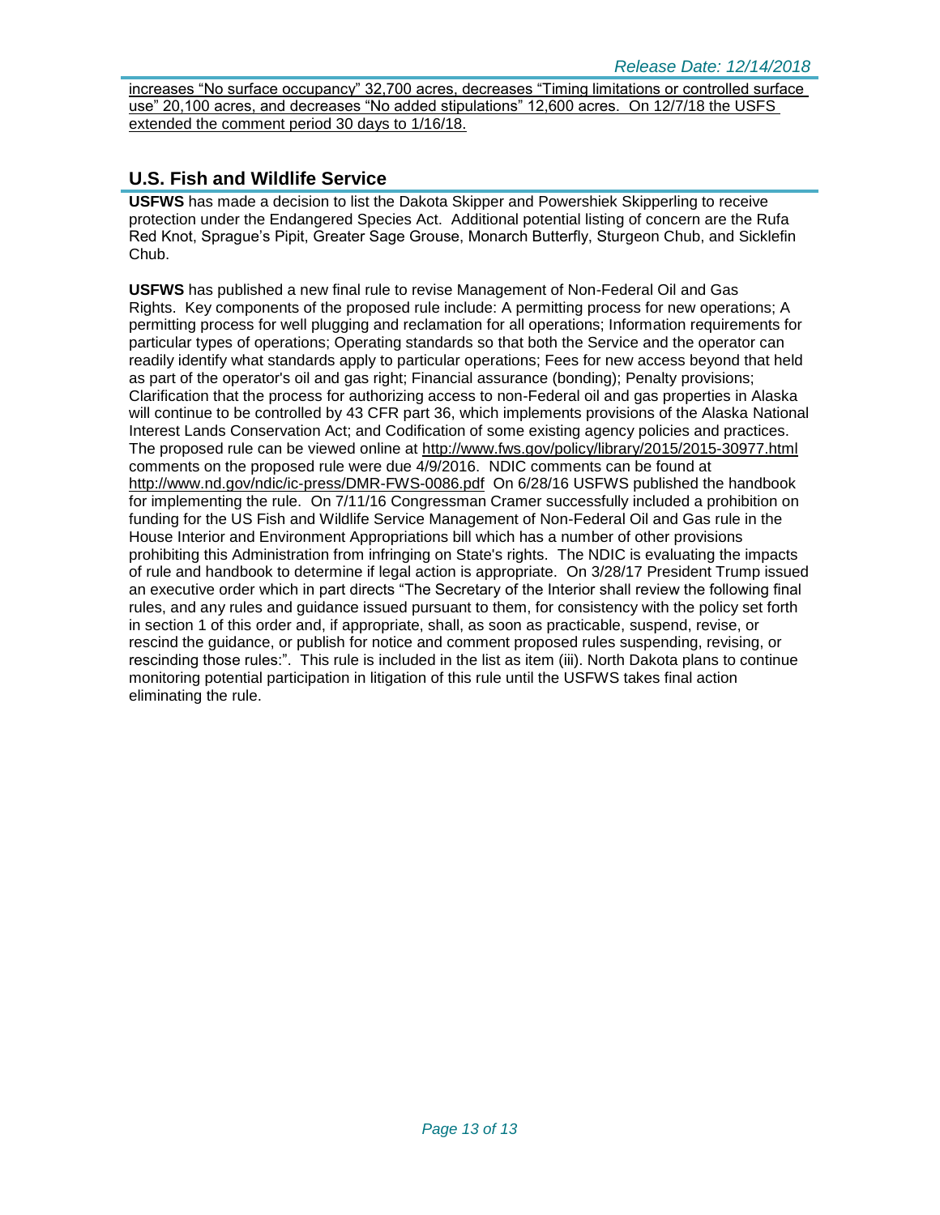increases "No surface occupancy" 32,700 acres, decreases "Timing limitations or controlled surface use" 20,100 acres, and decreases "No added stipulations" 12,600 acres. On 12/7/18 the USFS extended the comment period 30 days to 1/16/18.

## U.S. Fish and Wildlife Service

**USFWS** has made a decision to list the Dakota Skipper and Powershiek Skipperling to receive protection under the Endangered Species Act. Additional potential listing of concern are the Rufa Red Knot, Sprague's Pipit, Greater Sage Grouse, Monarch Butterfly, Sturgeon Chub, and Sicklefin Chub.

**USFWS** has published a new final rule to revise Management of Non-Federal Oil and Gas Rights. Key components of the proposed rule include: A permitting process for new operations; A permitting process for well plugging and reclamation for all operations; Information requirements for particular types of operations; Operating standards so that both the Service and the operator can readily identify what standards apply to particular operations; Fees for new access beyond that held as part of the operator's oil and gas right; Financial assurance (bonding); Penalty provisions; Clarification that the process for authorizing access to non-Federal oil and gas properties in Alaska will continue to be controlled by 43 CFR part 36, which implements provisions of the Alaska National Interest Lands Conservation Act; and Codification of some existing agency policies and practices. The proposed rule can be viewed online at http://www.fws.gov/policy/library/2015/2015-30977.html comments on the proposed rule were due 4/9/2016. NDIC comments can be found at http://www.nd.gov/ndic/ic-press/DMR-FWS-0086.pdf On 6/28/16 USFWS published the handbook for implementing the rule. On 7/11/16 Congressman Cramer successfully included a prohibition on funding for the US Fish and Wildlife Service Management of Non-Federal Oil and Gas rule in the House Interior and Environment Appropriations bill which has a number of other provisions prohibiting this Administration from infringing on State's rights. The NDIC is evaluating the impacts of rule and handbook to determine if legal action is appropriate. On 3/28/17 President Trump issued an executive order which in part directs "The Secretary of the Interior shall review the following final rules, and any rules and guidance issued pursuant to them, for consistency with the policy set forth in section 1 of this order and, if appropriate, shall, as soon as practicable, suspend, revise, or rescind the guidance, or publish for notice and comment proposed rules suspending, revising, or rescinding those rules:". This rule is included in the list as item (iii). North Dakota plans to continue monitoring potential participation in litigation of this rule until the USFWS takes final action eliminating the rule.